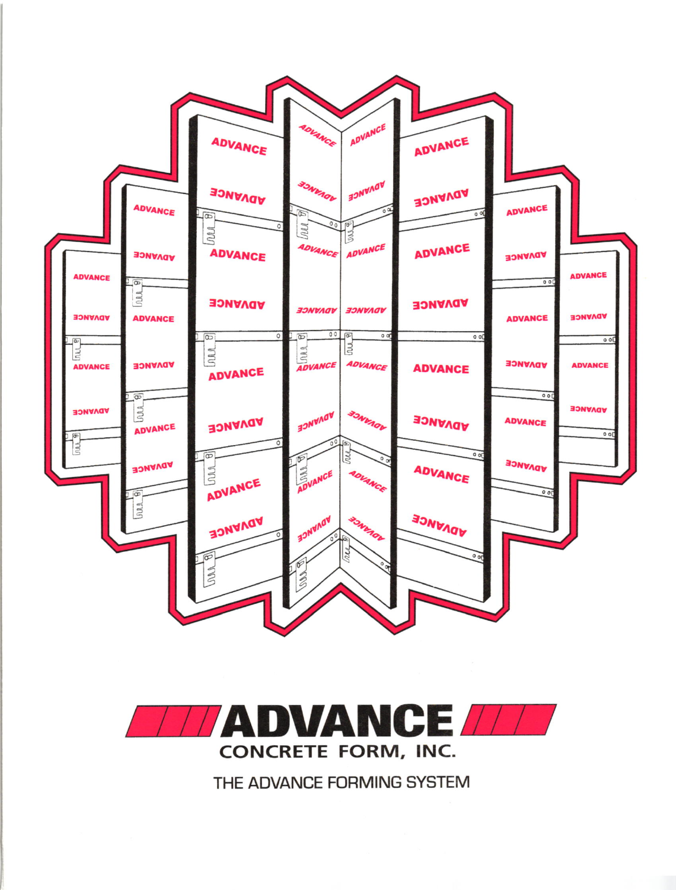# ADVANCE

## CONCRETE FORM, INC.

THE ADVANCE FORMING SYSTEM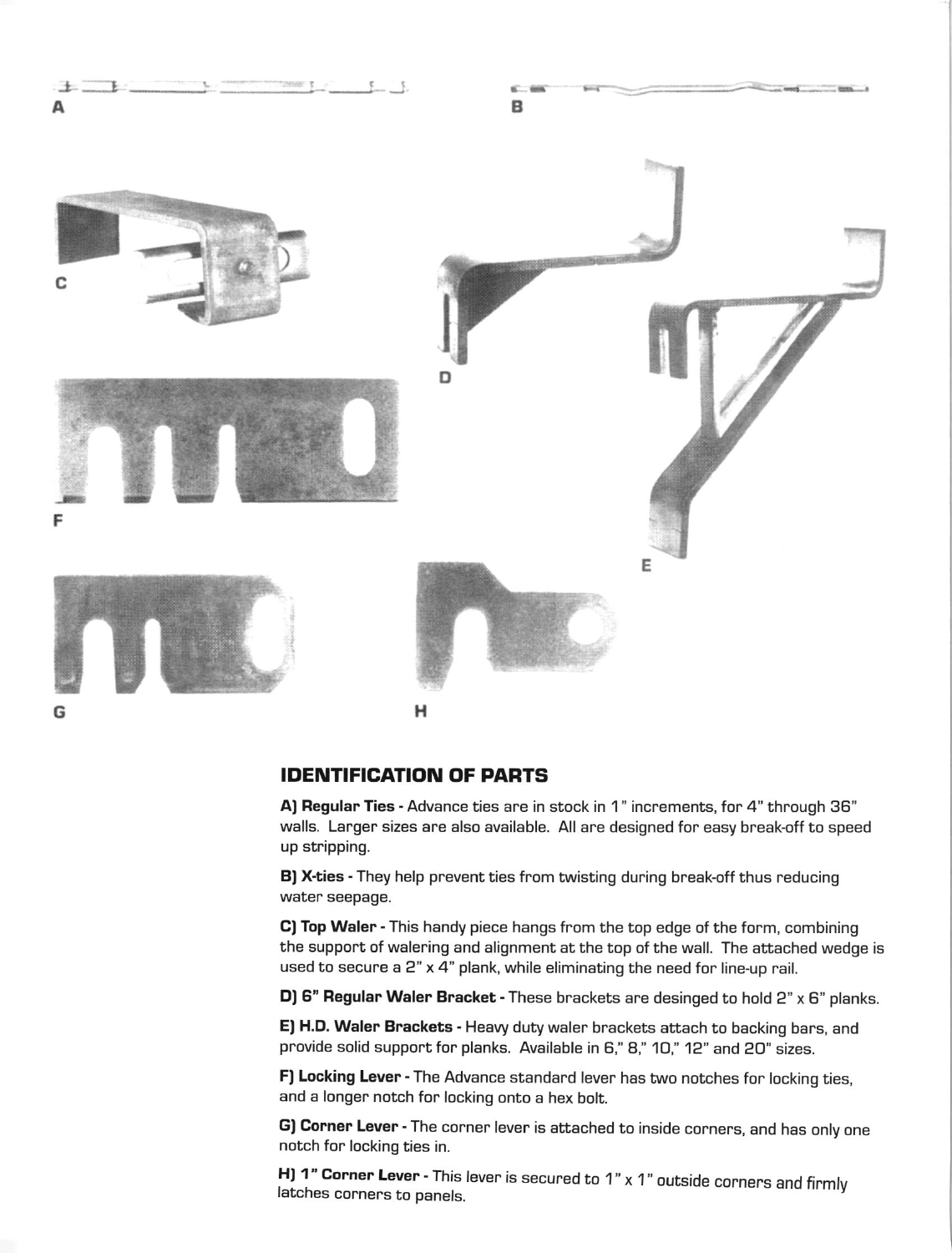A

B

C

D

E

F

G

H

## IDENTIFICATION OF PARTS

**A) Regular Ties** - Advance ties are in stock in 1" increments, for 4" through 36" walls. Larger sizes are also available. All are designed for easy break-off to speed up stripping.

**B) X-ties** - They help prevent ties from twisting during break-off thus reducing water seepage.

**C) Top Waler** - This handy piece hangs from the top edge of the form, combining the support of walering and alignment at the top of the wall. The attached wedge is used to secure a 2" x 4" plank, while eliminating the need for line-up rail.

**D) 6" Regular Waler Bracket** - These brackets are desinged to hold 2" x 6" planks.

**E) H.D. Waler Brackets** - Heavy duty waler brackets attach to backing bars, and provide solid support for planks. Available in 6," 8," 10," 12" and 20" sizes.

**F) Locking Lever** - The Advance standard lever has two notches for locking ties, and a longer notch for locking onto a hex bolt.

**G) Corner Lever** - The corner lever is attached to inside corners, and has only one notch for locking ties in.

**H) 1" Corner Lever** - This lever is secured to 1" x 1" outside corners and firmly latches corners to panels.